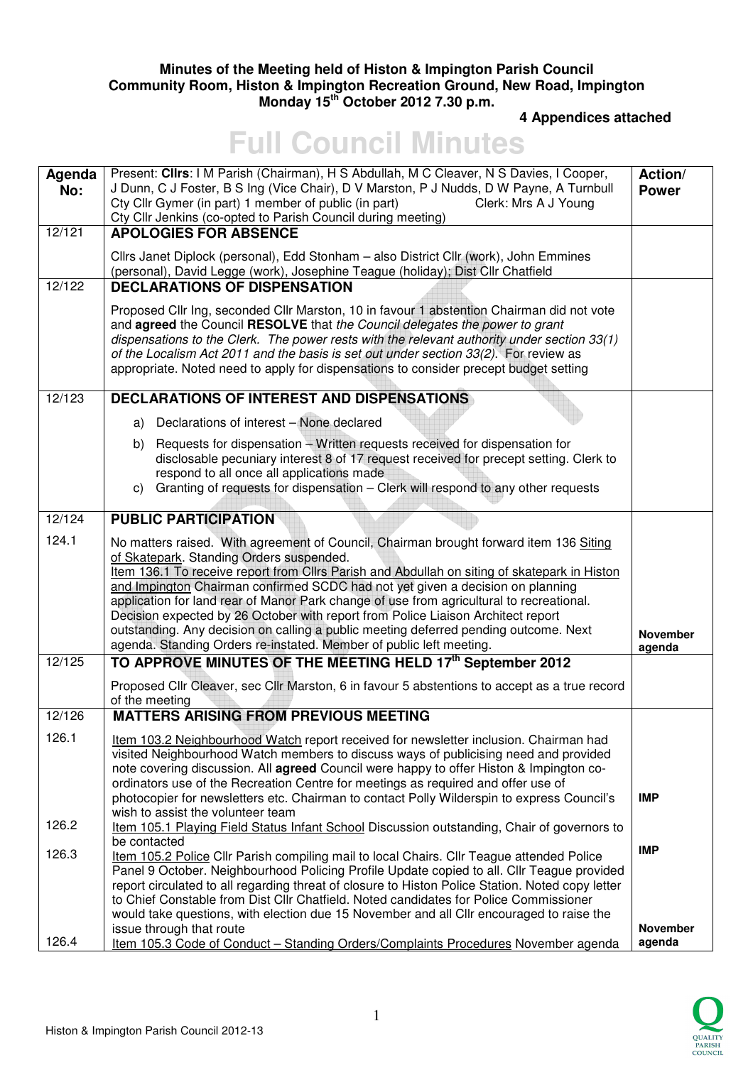**Minutes of the Meeting held of Histon & Impington Parish Council**
**Community Room, Histon & Impington Recreation Ground, New Road, Impington**
**Monday 15th October 2012 7.30 p.m.**

**4 Appendices attached**

# Full Council Minutes

| Agenda No: | Present: **Cllrs**: I M Parish (Chairman), H S Abdullah, M C Cleaver, N S Davies, I Cooper, J Dunn, C J Foster, B S Ing (Vice Chair), D V Marston, P J Nudds, D W Payne, A Turnbull Cty Cllr Gymer (in part) 1 member of public (in part) Clerk: Mrs A J Young Cty Cllr Jenkins (co-opted to Parish Council during meeting) | Action/ Power |
|---|---|---|
| 12/121 | **APOLOGIES FOR ABSENCE**<br><br>Cllrs Janet Diplock (personal), Edd Stonham – also District Cllr (work), John Emmines (personal), David Legge (work), Josephine Teague (holiday); Dist Cllr Chatfield | |
| 12/122 | **DECLARATIONS OF DISPENSATION**<br><br>Proposed Cllr Ing, seconded Cllr Marston, 10 in favour 1 abstention Chairman did not vote and **agreed** the Council **RESOLVE** that *the Council delegates the power to grant dispensations to the Clerk. The power rests with the relevant authority under section 33(1) of the Localism Act 2011 and the basis is set out under section 33(2).* For review as appropriate. Noted need to apply for dispensations to consider precept budget setting | |
| 12/123 | **DECLARATIONS OF INTEREST AND DISPENSATIONS**<br><br>a) Declarations of interest – None declared<br>b) Requests for dispensation – Written requests received for dispensation for disclosable pecuniary interest 8 of 17 request received for precept setting. Clerk to respond to all once all applications made<br>c) Granting of requests for dispensation – Clerk will respond to any other requests | |
| 12/124 | **PUBLIC PARTICIPATION** | |
| 124.1 | No matters raised. With agreement of Council, Chairman brought forward item 136 <u>Siting of Skatepark</u>. Standing Orders suspended.<br><u>Item 136.1 To receive report from Cllrs Parish and Abdullah on siting of skatepark in Histon and Impington</u> Chairman confirmed SCDC had not yet given a decision on planning application for land rear of Manor Park change of use from agricultural to recreational. Decision expected by 26 October with report from Police Liaison Architect report outstanding. Any decision on calling a public meeting deferred pending outcome. Next agenda. Standing Orders re-instated. Member of public left meeting. | **November agenda** |
| 12/125 | **TO APPROVE MINUTES OF THE MEETING HELD 17th September 2012**<br><br>Proposed Cllr Cleaver, sec Cllr Marston, 6 in favour 5 abstentions to accept as a true record of the meeting | |
| 12/126 | **MATTERS ARISING FROM PREVIOUS MEETING** | |
| 126.1 | <u>Item 103.2 Neighbourhood Watch</u> report received for newsletter inclusion. Chairman had visited Neighbourhood Watch members to discuss ways of publicising need and provided note covering discussion. All **agreed** Council were happy to offer Histon & Impington co-ordinators use of the Recreation Centre for meetings as required and offer use of photocopier for newsletters etc. Chairman to contact Polly Wilderspin to express Council's wish to assist the volunteer team | **IMP** |
| 126.2 | <u>Item 105.1 Playing Field Status Infant School</u> Discussion outstanding, Chair of governors to be contacted | **IMP** |
| 126.3 | <u>Item 105.2 Police</u> Cllr Parish compiling mail to local Chairs. Cllr Teague attended Police Panel 9 October. Neighbourhood Policing Profile Update copied to all. Cllr Teague provided report circulated to all regarding threat of closure to Histon Police Station. Noted copy letter to Chief Constable from Dist Cllr Chatfield. Noted candidates for Police Commissioner would take questions, with election due 15 November and all Cllr encouraged to raise the issue through that route | **November agenda** |
| 126.4 | <u>Item 105.3 Code of Conduct – Standing Orders/Complaints Procedures</u> November agenda | |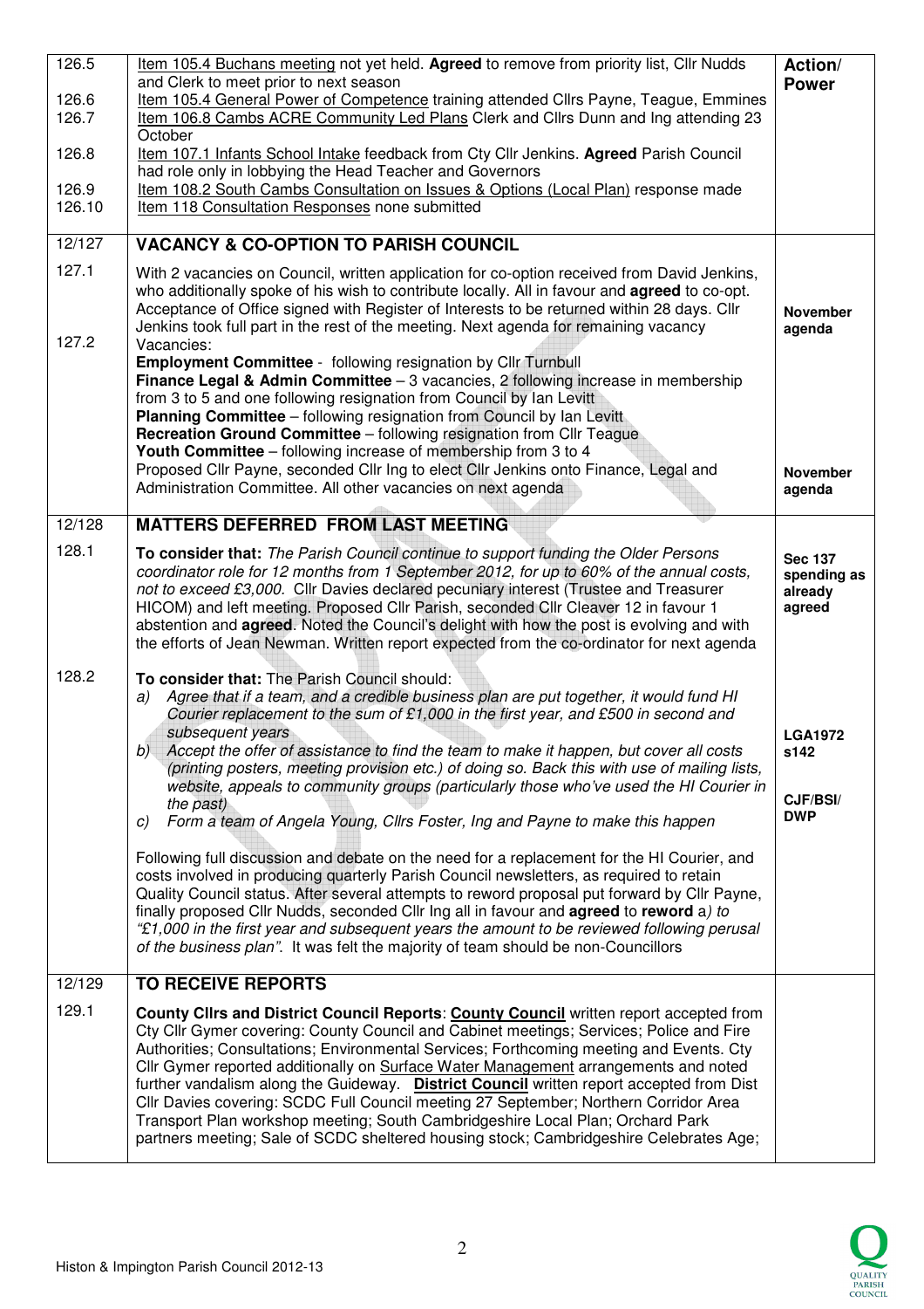| | | Action/ Power |
|---|---|---|
| 126.5 | Item 105.4 Buchans meeting not yet held. **Agreed** to remove from priority list, Cllr Nudds and Clerk to meet prior to next season | |
| 126.6 | Item 105.4 General Power of Competence training attended Cllrs Payne, Teague, Emmines | |
| 126.7 | Item 106.8 Cambs ACRE Community Led Plans Clerk and Cllrs Dunn and Ing attending 23 October | |
| 126.8 | Item 107.1 Infants School Intake feedback from Cty Cllr Jenkins. **Agreed** Parish Council had role only in lobbying the Head Teacher and Governors | |
| 126.9 | Item 108.2 South Cambs Consultation on Issues & Options (Local Plan) response made | |
| 126.10 | Item 118 Consultation Responses none submitted | |
| 12/127 | **VACANCY & CO-OPTION TO PARISH COUNCIL** | |
| 127.1 | With 2 vacancies on Council, written application for co-option received from David Jenkins, who additionally spoke of his wish to contribute locally. All in favour and **agreed** to co-opt. Acceptance of Office signed with Register of Interests to be returned within 28 days. Cllr Jenkins took full part in the rest of the meeting. Next agenda for remaining vacancy | **November agenda** |
| 127.2 | Vacancies:<br>**Employment Committee** - following resignation by Cllr Turnbull<br>**Finance Legal & Admin Committee** – 3 vacancies, 2 following increase in membership from 3 to 5 and one following resignation from Council by Ian Levitt<br>**Planning Committee** – following resignation from Council by Ian Levitt<br>**Recreation Ground Committee** – following resignation from Cllr Teague<br>**Youth Committee** – following increase of membership from 3 to 4<br>Proposed Cllr Payne, seconded Cllr Ing to elect Cllr Jenkins onto Finance, Legal and Administration Committee. All other vacancies on next agenda | **November agenda** |
| 12/128 | **MATTERS DEFERRED FROM LAST MEETING** | |
| 128.1 | **To consider that:** *The Parish Council continue to support funding the Older Persons coordinator role for 12 months from 1 September 2012, for up to 60% of the annual costs, not to exceed £3,000.* Cllr Davies declared pecuniary interest (Trustee and Treasurer HICOM) and left meeting. Proposed Cllr Parish, seconded Cllr Cleaver 12 in favour 1 abstention and **agreed**. Noted the Council's delight with how the post is evolving and with the efforts of Jean Newman. Written report expected from the co-ordinator for next agenda | **Sec 137 spending as already agreed** |
| 128.2 | **To consider that:** The Parish Council should:<br>a) *Agree that if a team, and a credible business plan are put together, it would fund HI Courier replacement to the sum of £1,000 in the first year, and £500 in second and subsequent years*<br>b) *Accept the offer of assistance to find the team to make it happen, but cover all costs (printing posters, meeting provision etc.) of doing so. Back this with use of mailing lists, website, appeals to community groups (particularly those who've used the HI Courier in the past)*<br>c) *Form a team of Angela Young, Cllrs Foster, Ing and Payne to make this happen*<br><br>Following full discussion and debate on the need for a replacement for the HI Courier, and costs involved in producing quarterly Parish Council newsletters, as required to retain Quality Council status. After several attempts to reword proposal put forward by Cllr Payne, finally proposed Cllr Nudds, seconded Cllr Ing all in favour and **agreed** to **reword** a*) to "£1,000 in the first year and subsequent years the amount to be reviewed following perusal of the business plan"*. It was felt the majority of team should be non-Councillors | **LGA1972 s142**<br><br>**CJF/BSI/ DWP** |
| 12/129 | **TO RECEIVE REPORTS** | |
| 129.1 | **County Cllrs and District Council Reports**: **County Council** written report accepted from Cty Cllr Gymer covering: County Council and Cabinet meetings; Services; Police and Fire Authorities; Consultations; Environmental Services; Forthcoming meeting and Events. Cty Cllr Gymer reported additionally on Surface Water Management arrangements and noted further vandalism along the Guideway. **District Council** written report accepted from Dist Cllr Davies covering: SCDC Full Council meeting 27 September; Northern Corridor Area Transport Plan workshop meeting; South Cambridgeshire Local Plan; Orchard Park partners meeting; Sale of SCDC sheltered housing stock; Cambridgeshire Celebrates Age; | |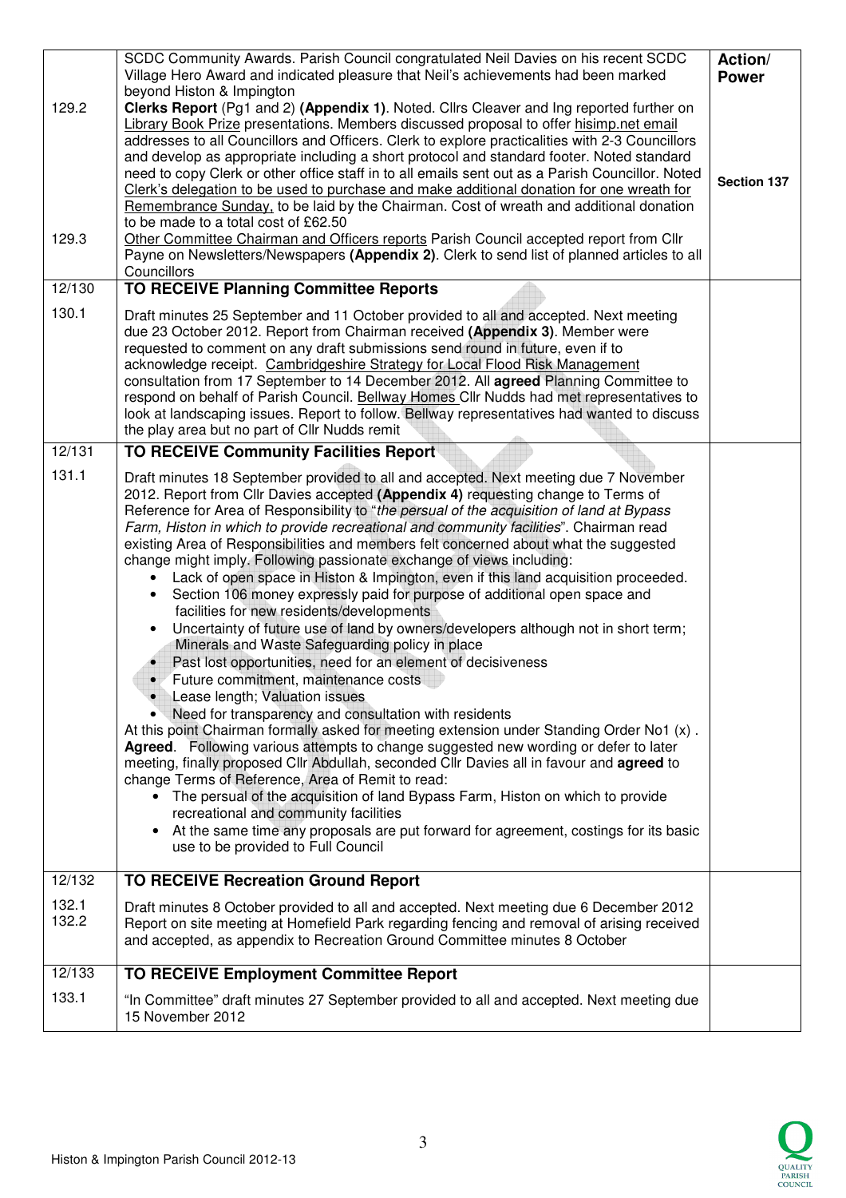| | | Action/ Power |
|---|---|---|
| | SCDC Community Awards. Parish Council congratulated Neil Davies on his recent SCDC Village Hero Award and indicated pleasure that Neil's achievements had been marked beyond Histon & Impington | |
| 129.2 | **Clerks Report** (Pg1 and 2) **(Appendix 1)**. Noted. Cllrs Cleaver and Ing reported further on Library Book Prize presentations. Members discussed proposal to offer hisimp.net email addresses to all Councillors and Officers. Clerk to explore practicalities with 2-3 Councillors and develop as appropriate including a short protocol and standard footer. Noted standard need to copy Clerk or other office staff in to all emails sent out as a Parish Councillor. Noted Clerk's delegation to be used to purchase and make additional donation for one wreath for Remembrance Sunday, to be laid by the Chairman. Cost of wreath and additional donation to be made to a total cost of £62.50 | **Section 137** |
| 129.3 | Other Committee Chairman and Officers reports Parish Council accepted report from Cllr Payne on Newsletters/Newspapers **(Appendix 2)**. Clerk to send list of planned articles to all Councillors | |
| 12/130 | **TO RECEIVE Planning Committee Reports** | |
| 130.1 | Draft minutes 25 September and 11 October provided to all and accepted. Next meeting due 23 October 2012. Report from Chairman received **(Appendix 3)**. Member were requested to comment on any draft submissions send round in future, even if to acknowledge receipt. Cambridgeshire Strategy for Local Flood Risk Management consultation from 17 September to 14 December 2012. All **agreed** Planning Committee to respond on behalf of Parish Council. Bellway Homes Cllr Nudds had met representatives to look at landscaping issues. Report to follow. Bellway representatives had wanted to discuss the play area but no part of Cllr Nudds remit | |
| 12/131 | **TO RECEIVE Community Facilities Report** | |
| 131.1 | Draft minutes 18 September provided to all and accepted. Next meeting due 7 November 2012. Report from Cllr Davies accepted **(Appendix 4)** requesting change to Terms of Reference for Area of Responsibility to "*the persual of the acquisition of land at Bypass Farm, Histon in which to provide recreational and community facilities*". Chairman read existing Area of Responsibilities and members felt concerned about what the suggested change might imply. Following passionate exchange of views including:<br>• Lack of open space in Histon & Impington, even if this land acquisition proceeded.<br>• Section 106 money expressly paid for purpose of additional open space and facilities for new residents/developments<br>• Uncertainty of future use of land by owners/developers although not in short term; Minerals and Waste Safeguarding policy in place<br>• Past lost opportunities, need for an element of decisiveness<br>• Future commitment, maintenance costs<br>• Lease length; Valuation issues<br>• Need for transparency and consultation with residents<br>At this point Chairman formally asked for meeting extension under Standing Order No1 (x) . **Agreed**. Following various attempts to change suggested new wording or defer to later meeting, finally proposed Cllr Abdullah, seconded Cllr Davies all in favour and **agreed** to change Terms of Reference, Area of Remit to read:<br>• The persual of the acquisition of land Bypass Farm, Histon on which to provide recreational and community facilities<br>• At the same time any proposals are put forward for agreement, costings for its basic use to be provided to Full Council | |
| 12/132 | **TO RECEIVE Recreation Ground Report** | |
| 132.1<br>132.2 | Draft minutes 8 October provided to all and accepted. Next meeting due 6 December 2012<br>Report on site meeting at Homefield Park regarding fencing and removal of arising received and accepted, as appendix to Recreation Ground Committee minutes 8 October | |
| 12/133 | **TO RECEIVE Employment Committee Report** | |
| 133.1 | "In Committee" draft minutes 27 September provided to all and accepted. Next meeting due 15 November 2012 | |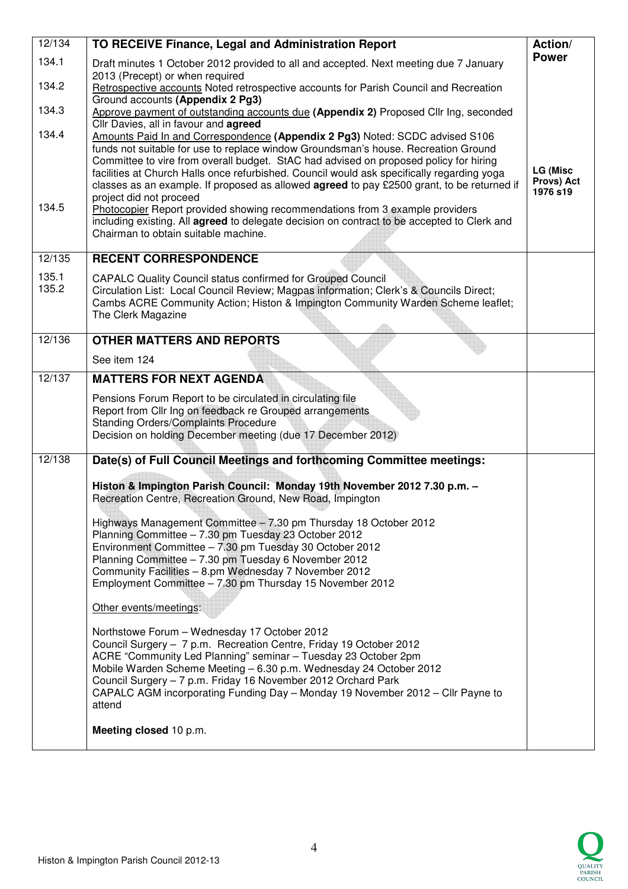| | | |
|---|---|---|
| 12/134 | **TO RECEIVE Finance, Legal and Administration Report** | **Action/ Power** |
| 134.1 | Draft minutes 1 October 2012 provided to all and accepted. Next meeting due 7 January 2013 (Precept) or when required | |
| 134.2 | Retrospective accounts Noted retrospective accounts for Parish Council and Recreation Ground accounts **(Appendix 2 Pg3)** | |
| 134.3 | Approve payment of outstanding accounts due **(Appendix 2)** Proposed Cllr Ing, seconded Cllr Davies, all in favour and **agreed** | |
| 134.4 | Amounts Paid In and Correspondence **(Appendix 2 Pg3)** Noted: SCDC advised S106 funds not suitable for use to replace window Groundsman's house. Recreation Ground Committee to vire from overall budget. StAC had advised on proposed policy for hiring facilities at Church Halls once refurbished. Council would ask specifically regarding yoga classes as an example. If proposed as allowed **agreed** to pay £2500 grant, to be returned if project did not proceed | **LG (Misc Provs) Act 1976 s19** |
| 134.5 | Photocopier Report provided showing recommendations from 3 example providers including existing. All **agreed** to delegate decision on contract to be accepted to Clerk and Chairman to obtain suitable machine. | |
| 12/135 | **RECENT CORRESPONDENCE** | |
| 135.1 | CAPALC Quality Council status confirmed for Grouped Council | |
| 135.2 | Circulation List: Local Council Review; Magpas information; Clerk's & Councils Direct; Cambs ACRE Community Action; Histon & Impington Community Warden Scheme leaflet; The Clerk Magazine | |
| 12/136 | **OTHER MATTERS AND REPORTS** | |
| | See item 124 | |
| 12/137 | **MATTERS FOR NEXT AGENDA** | |
| | Pensions Forum Report to be circulated in circulating file<br>Report from Cllr Ing on feedback re Grouped arrangements<br>Standing Orders/Complaints Procedure<br>Decision on holding December meeting (due 17 December 2012) | |
| 12/138 | **Date(s) of Full Council Meetings and forthcoming Committee meetings:** | |
| | **Histon & Impington Parish Council: Monday 19th November 2012 7.30 p.m. –** Recreation Centre, Recreation Ground, New Road, Impington<br><br>Highways Management Committee – 7.30 pm Thursday 18 October 2012<br>Planning Committee – 7.30 pm Tuesday 23 October 2012<br>Environment Committee – 7.30 pm Tuesday 30 October 2012<br>Planning Committee – 7.30 pm Tuesday 6 November 2012<br>Community Facilities – 8.pm Wednesday 7 November 2012<br>Employment Committee – 7.30 pm Thursday 15 November 2012<br><br>Other events/meetings:<br><br>Northstowe Forum – Wednesday 17 October 2012<br>Council Surgery – 7 p.m. Recreation Centre, Friday 19 October 2012<br>ACRE "Community Led Planning" seminar – Tuesday 23 October 2pm<br>Mobile Warden Scheme Meeting – 6.30 p.m. Wednesday 24 October 2012<br>Council Surgery – 7 p.m. Friday 16 November 2012 Orchard Park<br>CAPALC AGM incorporating Funding Day – Monday 19 November 2012 – Cllr Payne to attend<br><br>**Meeting closed** 10 p.m. | |